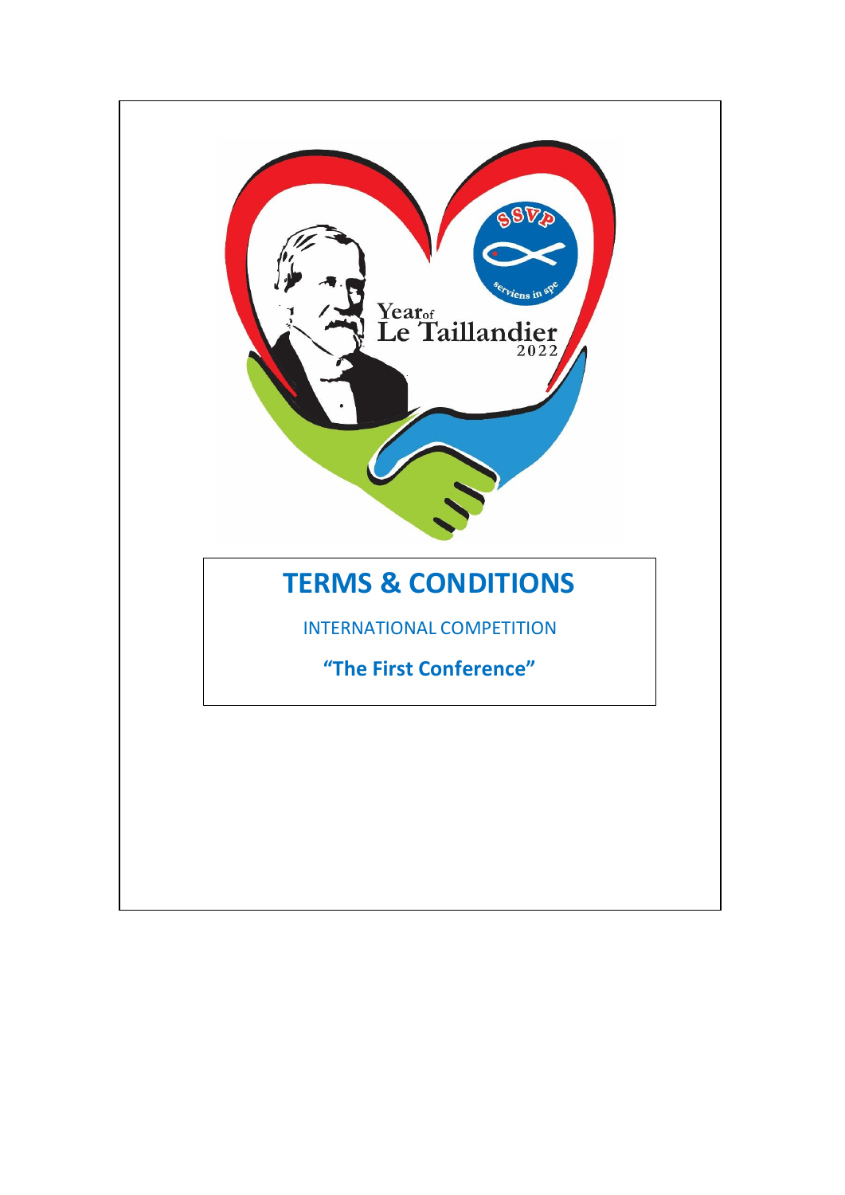# TERMS & CONDITIONS

INTERNATIONAL COMPETITION

**"The First Conference"**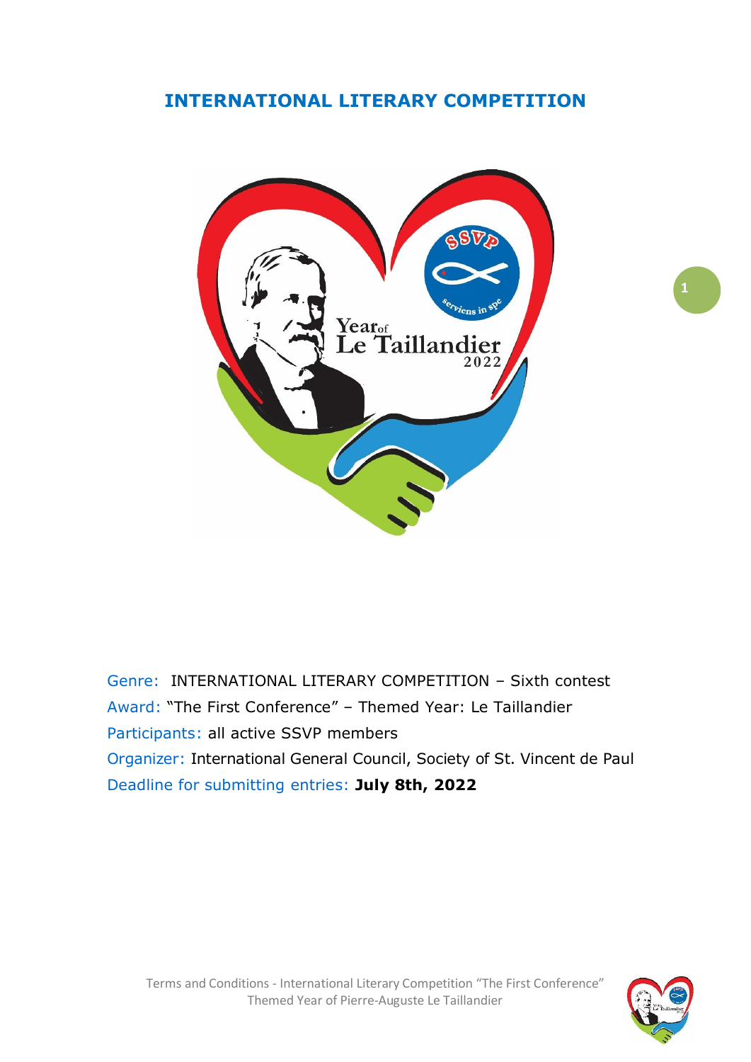# INTERNATIONAL LITERARY COMPETITION

Genre: INTERNATIONAL LITERARY COMPETITION – Sixth contest

Award: "The First Conference" – Themed Year: Le Taillandier

Participants: all active SSVP members

Organizer: International General Council, Society of St. Vincent de Paul

Deadline for submitting entries: **July 8th, 2022**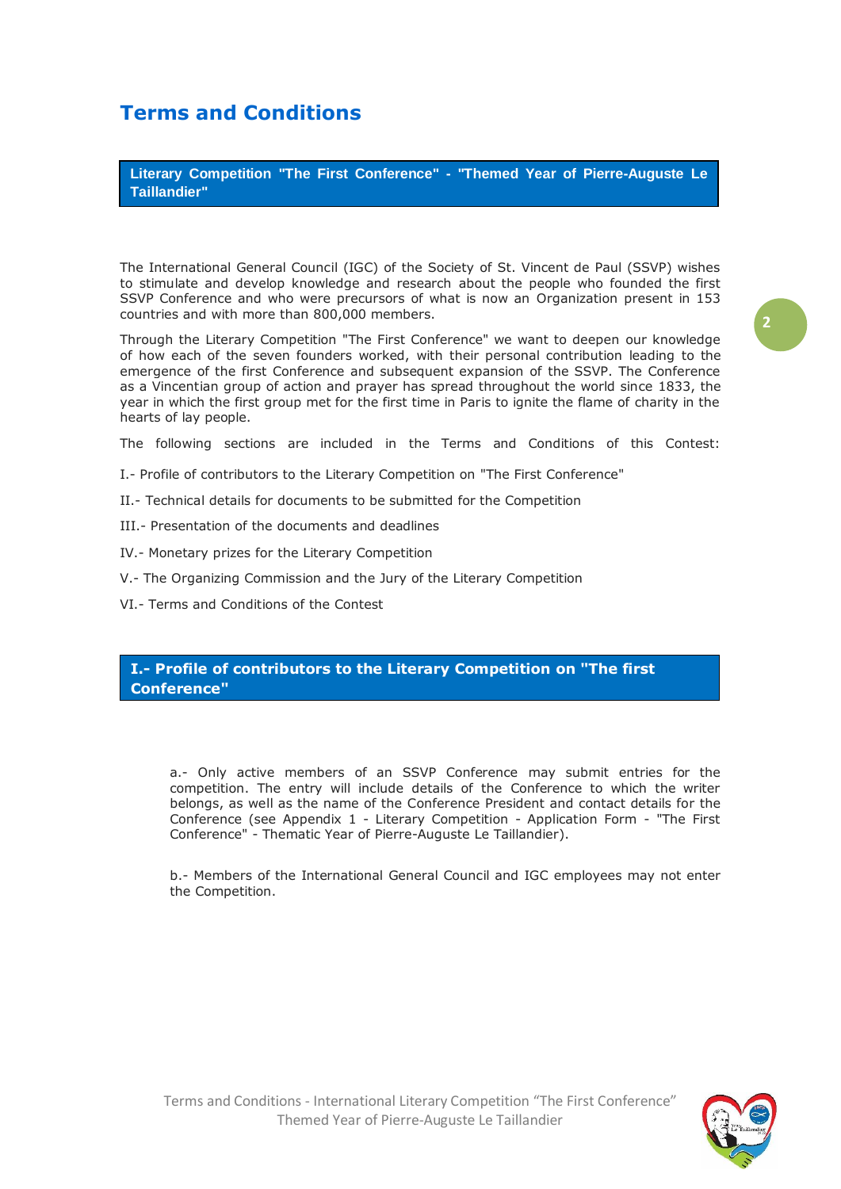# Terms and Conditions

## Literary Competition "The First Conference" - "Themed Year of Pierre-Auguste Le Taillandier"

The International General Council (IGC) of the Society of St. Vincent de Paul (SSVP) wishes to stimulate and develop knowledge and research about the people who founded the first SSVP Conference and who were precursors of what is now an Organization present in 153 countries and with more than 800,000 members.

Through the Literary Competition "The First Conference" we want to deepen our knowledge of how each of the seven founders worked, with their personal contribution leading to the emergence of the first Conference and subsequent expansion of the SSVP. The Conference as a Vincentian group of action and prayer has spread throughout the world since 1833, the year in which the first group met for the first time in Paris to ignite the flame of charity in the hearts of lay people.

The following sections are included in the Terms and Conditions of this Contest:

I.- Profile of contributors to the Literary Competition on "The First Conference"

II.- Technical details for documents to be submitted for the Competition

III.- Presentation of the documents and deadlines

IV.- Monetary prizes for the Literary Competition

V.- The Organizing Commission and the Jury of the Literary Competition

VI.- Terms and Conditions of the Contest

## I.- Profile of contributors to the Literary Competition on "The first Conference"

a.- Only active members of an SSVP Conference may submit entries for the competition. The entry will include details of the Conference to which the writer belongs, as well as the name of the Conference President and contact details for the Conference (see Appendix 1 - Literary Competition - Application Form - "The First Conference" - Thematic Year of Pierre-Auguste Le Taillandier).

b.- Members of the International General Council and IGC employees may not enter the Competition.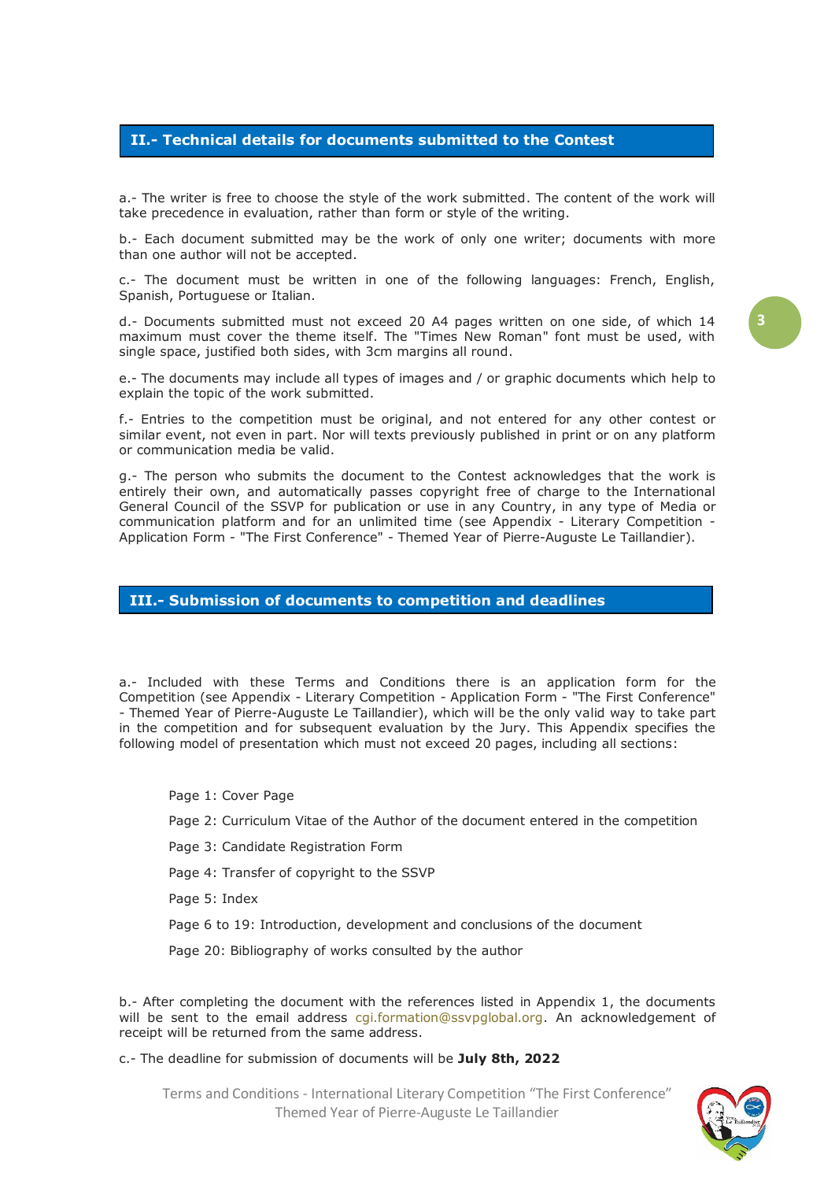## II.- Technical details for documents submitted to the Contest

a.- The writer is free to choose the style of the work submitted. The content of the work will take precedence in evaluation, rather than form or style of the writing.

b.- Each document submitted may be the work of only one writer; documents with more than one author will not be accepted.

c.- The document must be written in one of the following languages: French, English, Spanish, Portuguese or Italian.

d.- Documents submitted must not exceed 20 A4 pages written on one side, of which 14 maximum must cover the theme itself. The "Times New Roman" font must be used, with single space, justified both sides, with 3cm margins all round.

e.- The documents may include all types of images and / or graphic documents which help to explain the topic of the work submitted.

f.- Entries to the competition must be original, and not entered for any other contest or similar event, not even in part. Nor will texts previously published in print or on any platform or communication media be valid.

g.- The person who submits the document to the Contest acknowledges that the work is entirely their own, and automatically passes copyright free of charge to the International General Council of the SSVP for publication or use in any Country, in any type of Media or communication platform and for an unlimited time (see Appendix - Literary Competition - Application Form - "The First Conference" - Themed Year of Pierre-Auguste Le Taillandier).

## III.- Submission of documents to competition and deadlines

a.- Included with these Terms and Conditions there is an application form for the Competition (see Appendix - Literary Competition - Application Form - "The First Conference" - Themed Year of Pierre-Auguste Le Taillandier), which will be the only valid way to take part in the competition and for subsequent evaluation by the Jury. This Appendix specifies the following model of presentation which must not exceed 20 pages, including all sections:

- Page 1: Cover Page
- Page 2: Curriculum Vitae of the Author of the document entered in the competition
- Page 3: Candidate Registration Form
- Page 4: Transfer of copyright to the SSVP
- Page 5: Index
- Page 6 to 19: Introduction, development and conclusions of the document
- Page 20: Bibliography of works consulted by the author

b.- After completing the document with the references listed in Appendix 1, the documents will be sent to the email address cgi.formation@ssvpglobal.org. An acknowledgement of receipt will be returned from the same address.

c.- The deadline for submission of documents will be **July 8th, 2022**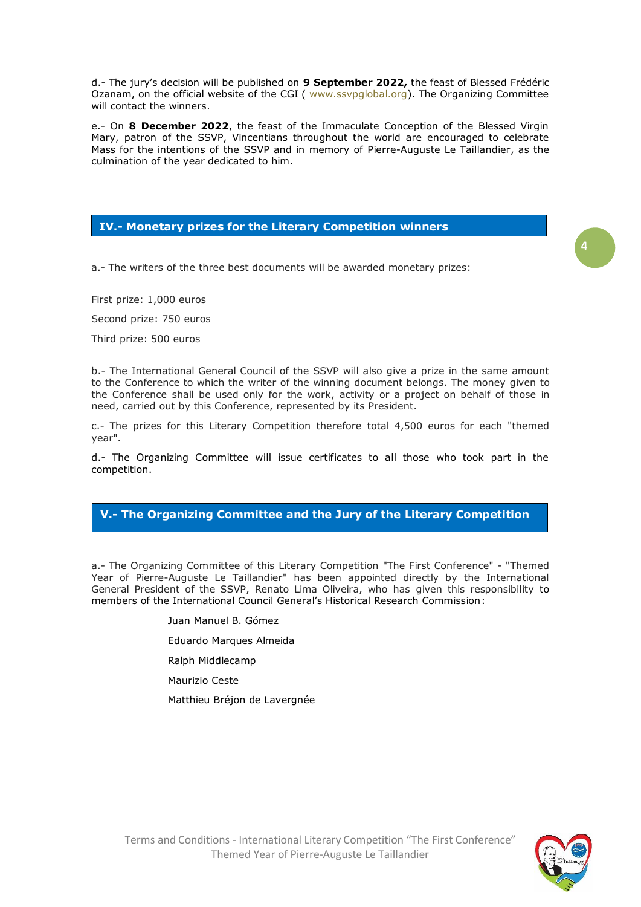d.- The jury's decision will be published on **9 September 2022,** the feast of Blessed Frédéric Ozanam, on the official website of the CGI ( www.ssvpglobal.org). The Organizing Committee will contact the winners.

e.- On **8 December 2022**, the feast of the Immaculate Conception of the Blessed Virgin Mary, patron of the SSVP, Vincentians throughout the world are encouraged to celebrate Mass for the intentions of the SSVP and in memory of Pierre-Auguste Le Taillandier, as the culmination of the year dedicated to him.

## IV.- Monetary prizes for the Literary Competition winners

a.- The writers of the three best documents will be awarded monetary prizes:

First prize: 1,000 euros

Second prize: 750 euros

Third prize: 500 euros

b.- The International General Council of the SSVP will also give a prize in the same amount to the Conference to which the writer of the winning document belongs. The money given to the Conference shall be used only for the work, activity or a project on behalf of those in need, carried out by this Conference, represented by its President.

c.- The prizes for this Literary Competition therefore total 4,500 euros for each "themed year".

d.- The Organizing Committee will issue certificates to all those who took part in the competition.

## V.- The Organizing Committee and the Jury of the Literary Competition

a.- The Organizing Committee of this Literary Competition "The First Conference" - "Themed Year of Pierre-Auguste Le Taillandier" has been appointed directly by the International General President of the SSVP, Renato Lima Oliveira, who has given this responsibility to members of the International Council General's Historical Research Commission:

Juan Manuel B. Gómez

Eduardo Marques Almeida

Ralph Middlecamp

Maurizio Ceste

Matthieu Bréjon de Lavergnée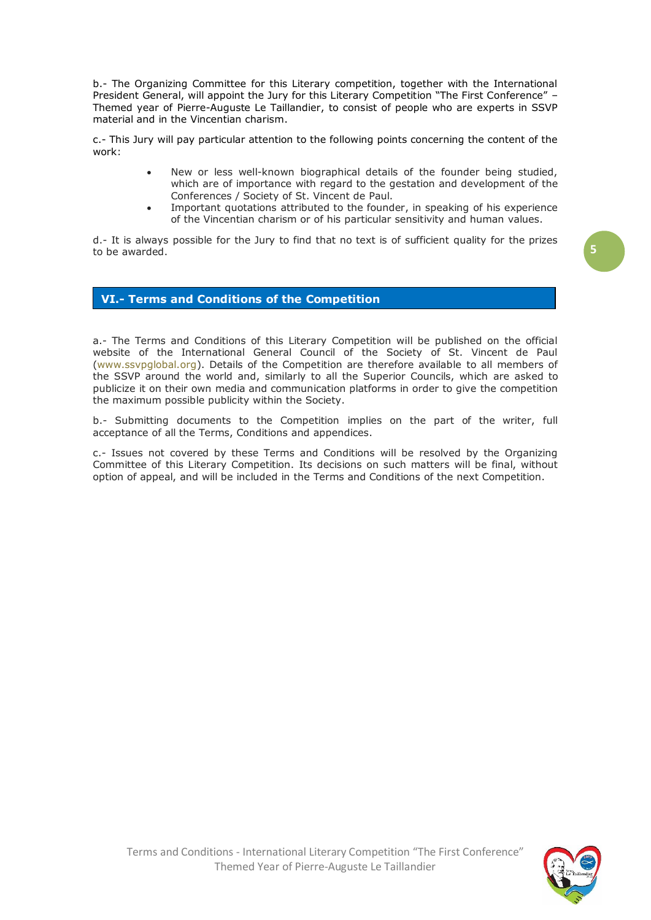b.- The Organizing Committee for this Literary competition, together with the International President General, will appoint the Jury for this Literary Competition "The First Conference" – Themed year of Pierre-Auguste Le Taillandier, to consist of people who are experts in SSVP material and in the Vincentian charism.

c.- This Jury will pay particular attention to the following points concerning the content of the work:

- New or less well-known biographical details of the founder being studied, which are of importance with regard to the gestation and development of the Conferences / Society of St. Vincent de Paul.
- Important quotations attributed to the founder, in speaking of his experience of the Vincentian charism or of his particular sensitivity and human values.

d.- It is always possible for the Jury to find that no text is of sufficient quality for the prizes to be awarded.

## VI.- Terms and Conditions of the Competition

a.- The Terms and Conditions of this Literary Competition will be published on the official website of the International General Council of the Society of St. Vincent de Paul (www.ssvpglobal.org). Details of the Competition are therefore available to all members of the SSVP around the world and, similarly to all the Superior Councils, which are asked to publicize it on their own media and communication platforms in order to give the competition the maximum possible publicity within the Society.

b.- Submitting documents to the Competition implies on the part of the writer, full acceptance of all the Terms, Conditions and appendices.

c.- Issues not covered by these Terms and Conditions will be resolved by the Organizing Committee of this Literary Competition. Its decisions on such matters will be final, without option of appeal, and will be included in the Terms and Conditions of the next Competition.